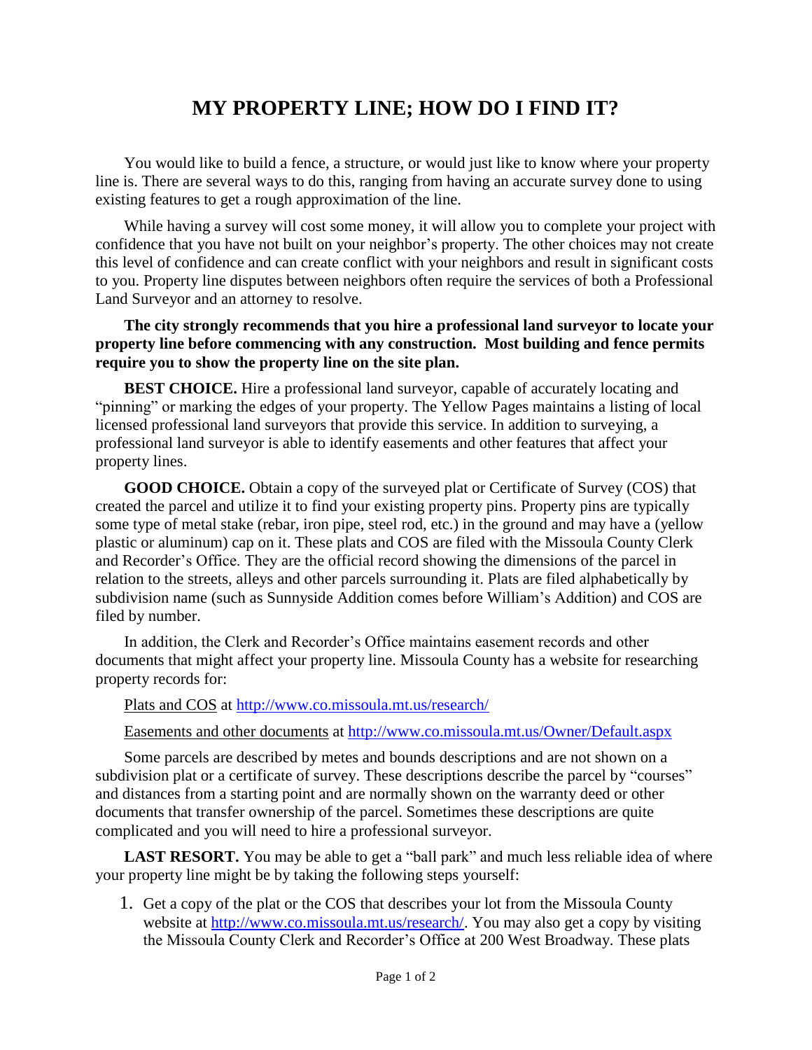# MY PROPERTY LINE; HOW DO I FIND IT?

You would like to build a fence, a structure, or would just like to know where your property line is. There are several ways to do this, ranging from having an accurate survey done to using existing features to get a rough approximation of the line.

While having a survey will cost some money, it will allow you to complete your project with confidence that you have not built on your neighbor's property. The other choices may not create this level of confidence and can create conflict with your neighbors and result in significant costs to you. Property line disputes between neighbors often require the services of both a Professional Land Surveyor and an attorney to resolve.

**The city strongly recommends that you hire a professional land surveyor to locate your property line before commencing with any construction. Most building and fence permits require you to show the property line on the site plan.**

**BEST CHOICE.** Hire a professional land surveyor, capable of accurately locating and "pinning" or marking the edges of your property. The Yellow Pages maintains a listing of local licensed professional land surveyors that provide this service. In addition to surveying, a professional land surveyor is able to identify easements and other features that affect your property lines.

**GOOD CHOICE.** Obtain a copy of the surveyed plat or Certificate of Survey (COS) that created the parcel and utilize it to find your existing property pins. Property pins are typically some type of metal stake (rebar, iron pipe, steel rod, etc.) in the ground and may have a (yellow plastic or aluminum) cap on it. These plats and COS are filed with the Missoula County Clerk and Recorder's Office. They are the official record showing the dimensions of the parcel in relation to the streets, alleys and other parcels surrounding it. Plats are filed alphabetically by subdivision name (such as Sunnyside Addition comes before William's Addition) and COS are filed by number.

In addition, the Clerk and Recorder's Office maintains easement records and other documents that might affect your property line. Missoula County has a website for researching property records for:

Plats and COS at http://www.co.missoula.mt.us/research/

Easements and other documents at http://www.co.missoula.mt.us/Owner/Default.aspx

Some parcels are described by metes and bounds descriptions and are not shown on a subdivision plat or a certificate of survey. These descriptions describe the parcel by "courses" and distances from a starting point and are normally shown on the warranty deed or other documents that transfer ownership of the parcel. Sometimes these descriptions are quite complicated and you will need to hire a professional surveyor.

**LAST RESORT.** You may be able to get a "ball park" and much less reliable idea of where your property line might be by taking the following steps yourself:

1. Get a copy of the plat or the COS that describes your lot from the Missoula County website at http://www.co.missoula.mt.us/research/. You may also get a copy by visiting the Missoula County Clerk and Recorder's Office at 200 West Broadway. These plats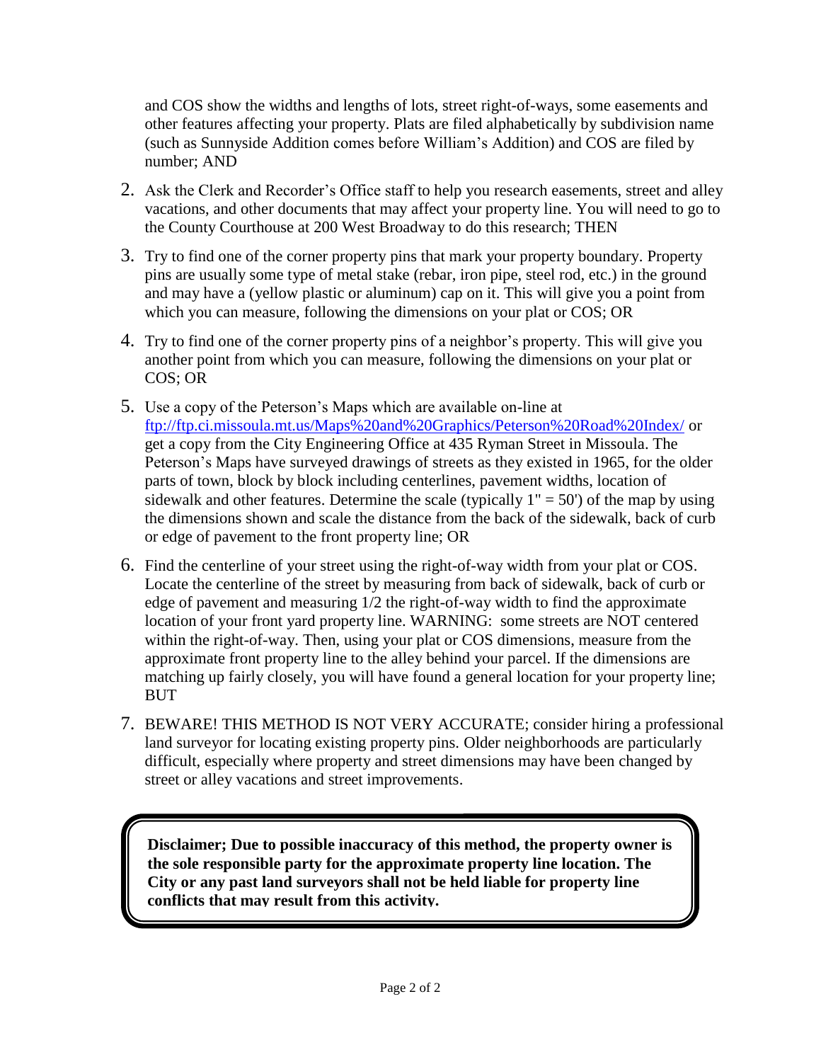and COS show the widths and lengths of lots, street right-of-ways, some easements and other features affecting your property. Plats are filed alphabetically by subdivision name (such as Sunnyside Addition comes before William's Addition) and COS are filed by number; AND

2. Ask the Clerk and Recorder's Office staff to help you research easements, street and alley vacations, and other documents that may affect your property line. You will need to go to the County Courthouse at 200 West Broadway to do this research; THEN

3. Try to find one of the corner property pins that mark your property boundary. Property pins are usually some type of metal stake (rebar, iron pipe, steel rod, etc.) in the ground and may have a (yellow plastic or aluminum) cap on it. This will give you a point from which you can measure, following the dimensions on your plat or COS; OR

4. Try to find one of the corner property pins of a neighbor's property. This will give you another point from which you can measure, following the dimensions on your plat or COS; OR

5. Use a copy of the Peterson's Maps which are available on-line at [ftp://ftp.ci.missoula.mt.us/Maps%20and%20Graphics/Peterson%20Road%20Index/](ftp://ftp.ci.missoula.mt.us/Maps%20and%20Graphics/Peterson%20Road%20Index/) or get a copy from the City Engineering Office at 435 Ryman Street in Missoula. The Peterson's Maps have surveyed drawings of streets as they existed in 1965, for the older parts of town, block by block including centerlines, pavement widths, location of sidewalk and other features. Determine the scale (typically 1" = 50') of the map by using the dimensions shown and scale the distance from the back of the sidewalk, back of curb or edge of pavement to the front property line; OR

6. Find the centerline of your street using the right-of-way width from your plat or COS. Locate the centerline of the street by measuring from back of sidewalk, back of curb or edge of pavement and measuring 1/2 the right-of-way width to find the approximate location of your front yard property line. WARNING: some streets are NOT centered within the right-of-way. Then, using your plat or COS dimensions, measure from the approximate front property line to the alley behind your parcel. If the dimensions are matching up fairly closely, you will have found a general location for your property line; BUT

7. BEWARE! THIS METHOD IS NOT VERY ACCURATE; consider hiring a professional land surveyor for locating existing property pins. Older neighborhoods are particularly difficult, especially where property and street dimensions may have been changed by street or alley vacations and street improvements.

**Disclaimer; Due to possible inaccuracy of this method, the property owner is the sole responsible party for the approximate property line location. The City or any past land surveyors shall not be held liable for property line conflicts that may result from this activity.**